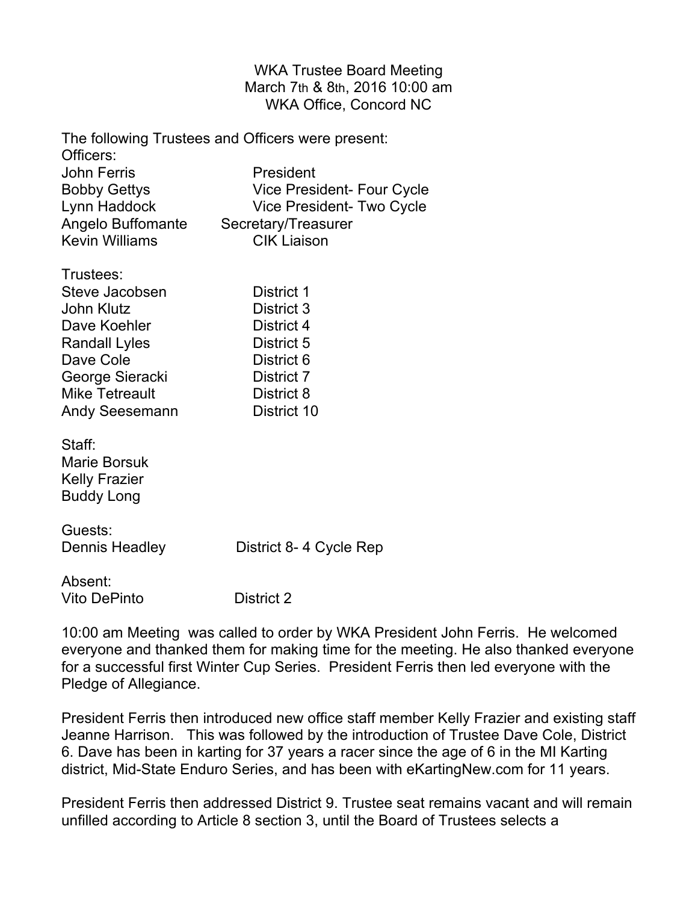WKA Trustee Board Meeting
March 7th & 8th, 2016 10:00 am
WKA Office, Concord NC

The following Trustees and Officers were present:

Officers:

| | |
|---|---|
| John Ferris | President |
| Bobby Gettys | Vice President- Four Cycle |
| Lynn Haddock | Vice President- Two Cycle |
| Angelo Buffomante | Secretary/Treasurer |
| Kevin Williams | CIK Liaison |

Trustees:

| | |
|---|---|
| Steve Jacobsen | District 1 |
| John Klutz | District 3 |
| Dave Koehler | District 4 |
| Randall Lyles | District 5 |
| Dave Cole | District 6 |
| George Sieracki | District 7 |
| Mike Tetreault | District 8 |
| Andy Seesemann | District 10 |

Staff:
Marie Borsuk
Kelly Frazier
Buddy Long

Guests:

| | |
|---|---|
| Dennis Headley | District 8- 4 Cycle Rep |

Absent:

| | |
|---|---|
| Vito DePinto | District 2 |

10:00 am Meeting was called to order by WKA President John Ferris. He welcomed everyone and thanked them for making time for the meeting. He also thanked everyone for a successful first Winter Cup Series. President Ferris then led everyone with the Pledge of Allegiance.

President Ferris then introduced new office staff member Kelly Frazier and existing staff Jeanne Harrison. This was followed by the introduction of Trustee Dave Cole, District 6. Dave has been in karting for 37 years a racer since the age of 6 in the MI Karting district, Mid-State Enduro Series, and has been with eKartingNew.com for 11 years.

President Ferris then addressed District 9. Trustee seat remains vacant and will remain unfilled according to Article 8 section 3, until the Board of Trustees selects a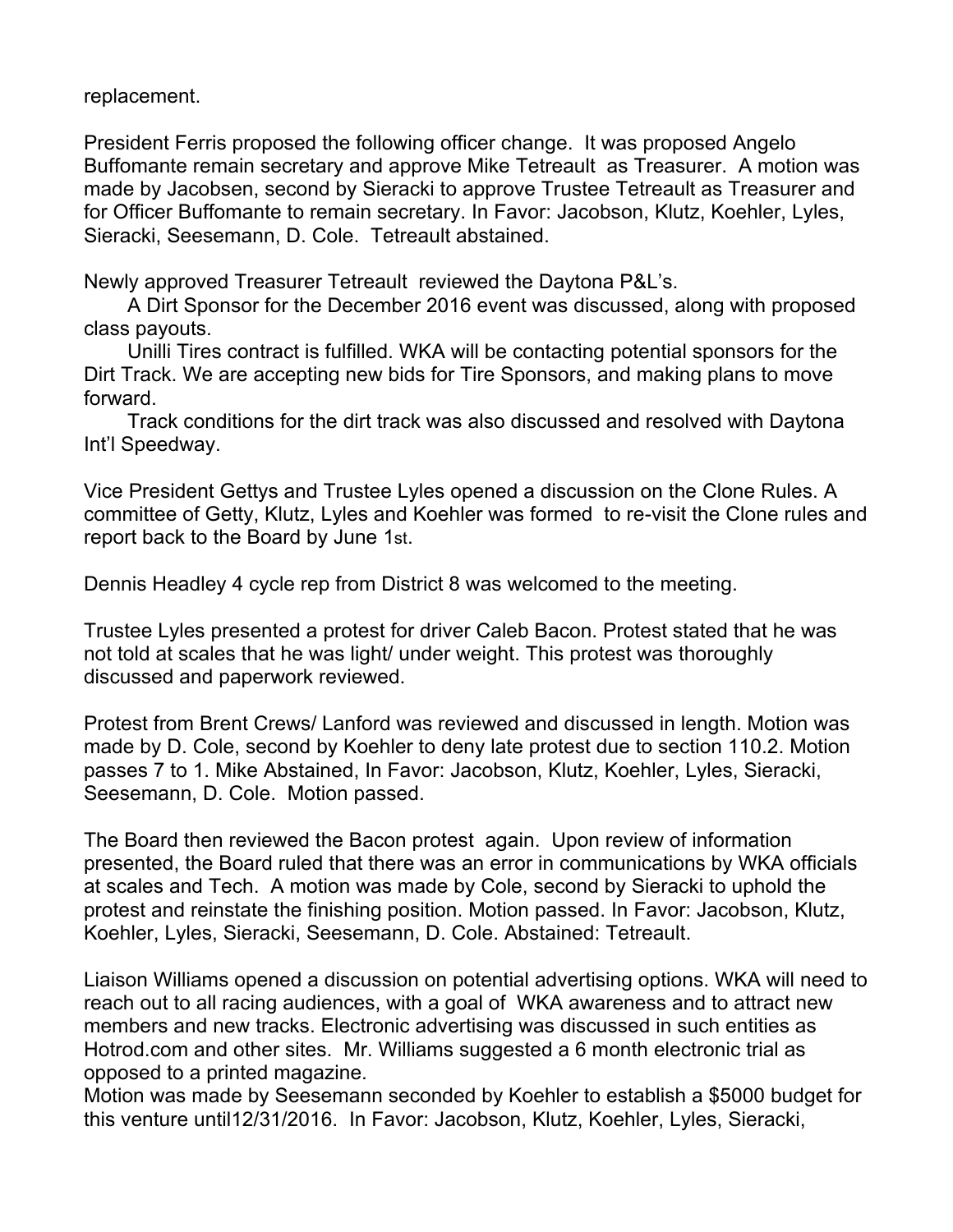replacement.

President Ferris proposed the following officer change. It was proposed Angelo Buffomante remain secretary and approve Mike Tetreault as Treasurer. A motion was made by Jacobsen, second by Sieracki to approve Trustee Tetreault as Treasurer and for Officer Buffomante to remain secretary. In Favor: Jacobson, Klutz, Koehler, Lyles, Sieracki, Seesemann, D. Cole. Tetreault abstained.

Newly approved Treasurer Tetreault reviewed the Daytona P&L's.

A Dirt Sponsor for the December 2016 event was discussed, along with proposed class payouts.

Unilli Tires contract is fulfilled. WKA will be contacting potential sponsors for the Dirt Track. We are accepting new bids for Tire Sponsors, and making plans to move forward.

Track conditions for the dirt track was also discussed and resolved with Daytona Int'l Speedway.

Vice President Gettys and Trustee Lyles opened a discussion on the Clone Rules. A committee of Getty, Klutz, Lyles and Koehler was formed to re-visit the Clone rules and report back to the Board by June 1st.

Dennis Headley 4 cycle rep from District 8 was welcomed to the meeting.

Trustee Lyles presented a protest for driver Caleb Bacon. Protest stated that he was not told at scales that he was light/ under weight. This protest was thoroughly discussed and paperwork reviewed.

Protest from Brent Crews/ Lanford was reviewed and discussed in length. Motion was made by D. Cole, second by Koehler to deny late protest due to section 110.2. Motion passes 7 to 1. Mike Abstained, In Favor: Jacobson, Klutz, Koehler, Lyles, Sieracki, Seesemann, D. Cole. Motion passed.

The Board then reviewed the Bacon protest again. Upon review of information presented, the Board ruled that there was an error in communications by WKA officials at scales and Tech. A motion was made by Cole, second by Sieracki to uphold the protest and reinstate the finishing position. Motion passed. In Favor: Jacobson, Klutz, Koehler, Lyles, Sieracki, Seesemann, D. Cole. Abstained: Tetreault.

Liaison Williams opened a discussion on potential advertising options. WKA will need to reach out to all racing audiences, with a goal of WKA awareness and to attract new members and new tracks. Electronic advertising was discussed in such entities as Hotrod.com and other sites. Mr. Williams suggested a 6 month electronic trial as opposed to a printed magazine.
Motion was made by Seesemann seconded by Koehler to establish a $5000 budget for this venture until12/31/2016. In Favor: Jacobson, Klutz, Koehler, Lyles, Sieracki,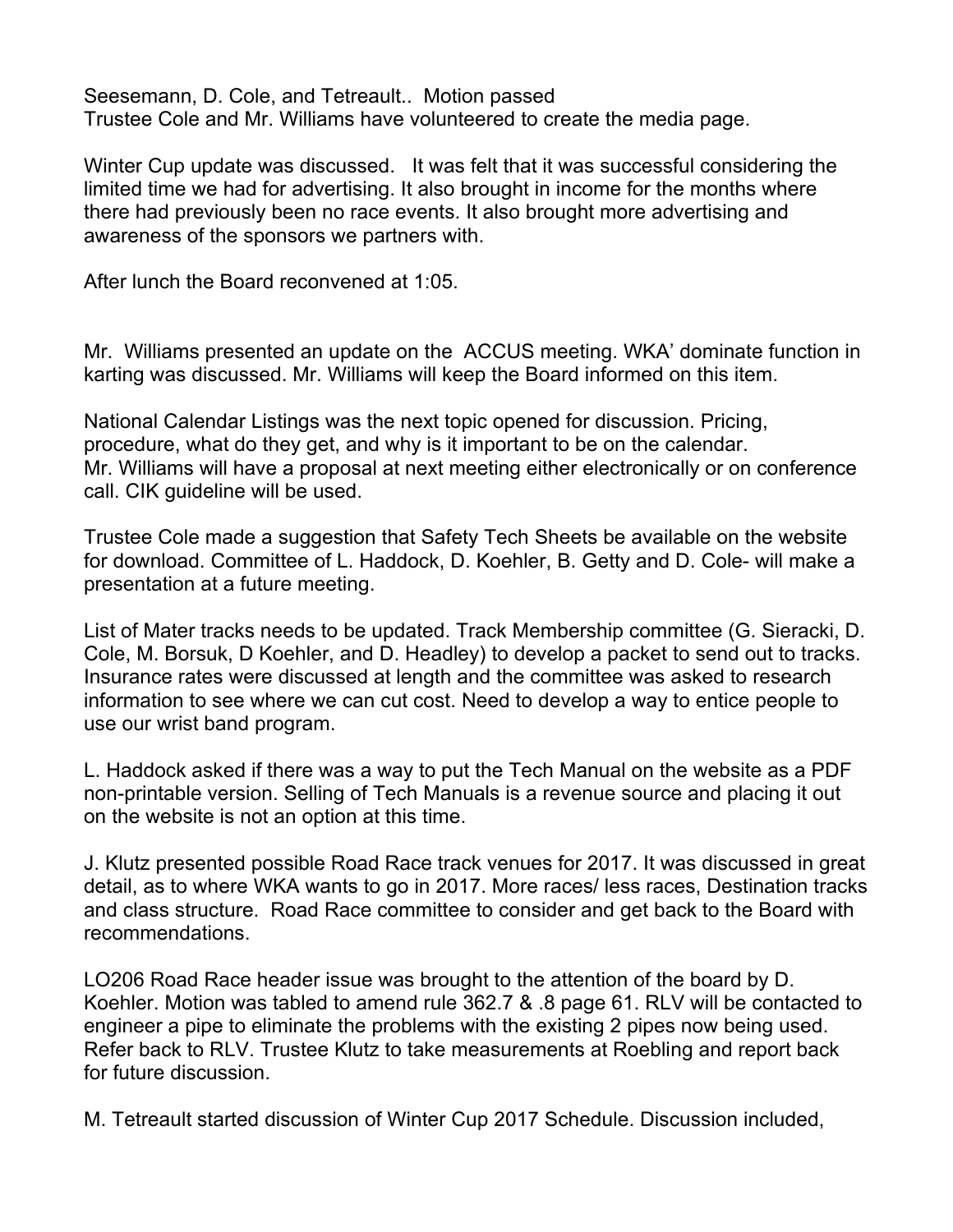Seesemann, D. Cole, and Tetreault.. Motion passed
Trustee Cole and Mr. Williams have volunteered to create the media page.

Winter Cup update was discussed. It was felt that it was successful considering the limited time we had for advertising. It also brought in income for the months where there had previously been no race events. It also brought more advertising and awareness of the sponsors we partners with.

After lunch the Board reconvened at 1:05.

Mr. Williams presented an update on the ACCUS meeting. WKA' dominate function in karting was discussed. Mr. Williams will keep the Board informed on this item.

National Calendar Listings was the next topic opened for discussion. Pricing, procedure, what do they get, and why is it important to be on the calendar.
Mr. Williams will have a proposal at next meeting either electronically or on conference call. CIK guideline will be used.

Trustee Cole made a suggestion that Safety Tech Sheets be available on the website for download. Committee of L. Haddock, D. Koehler, B. Getty and D. Cole- will make a presentation at a future meeting.

List of Mater tracks needs to be updated. Track Membership committee (G. Sieracki, D. Cole, M. Borsuk, D Koehler, and D. Headley) to develop a packet to send out to tracks. Insurance rates were discussed at length and the committee was asked to research information to see where we can cut cost. Need to develop a way to entice people to use our wrist band program.

L. Haddock asked if there was a way to put the Tech Manual on the website as a PDF non-printable version. Selling of Tech Manuals is a revenue source and placing it out on the website is not an option at this time.

J. Klutz presented possible Road Race track venues for 2017. It was discussed in great detail, as to where WKA wants to go in 2017. More races/ less races, Destination tracks and class structure. Road Race committee to consider and get back to the Board with recommendations.

LO206 Road Race header issue was brought to the attention of the board by D. Koehler. Motion was tabled to amend rule 362.7 & .8 page 61. RLV will be contacted to engineer a pipe to eliminate the problems with the existing 2 pipes now being used. Refer back to RLV. Trustee Klutz to take measurements at Roebling and report back for future discussion.

M. Tetreault started discussion of Winter Cup 2017 Schedule. Discussion included,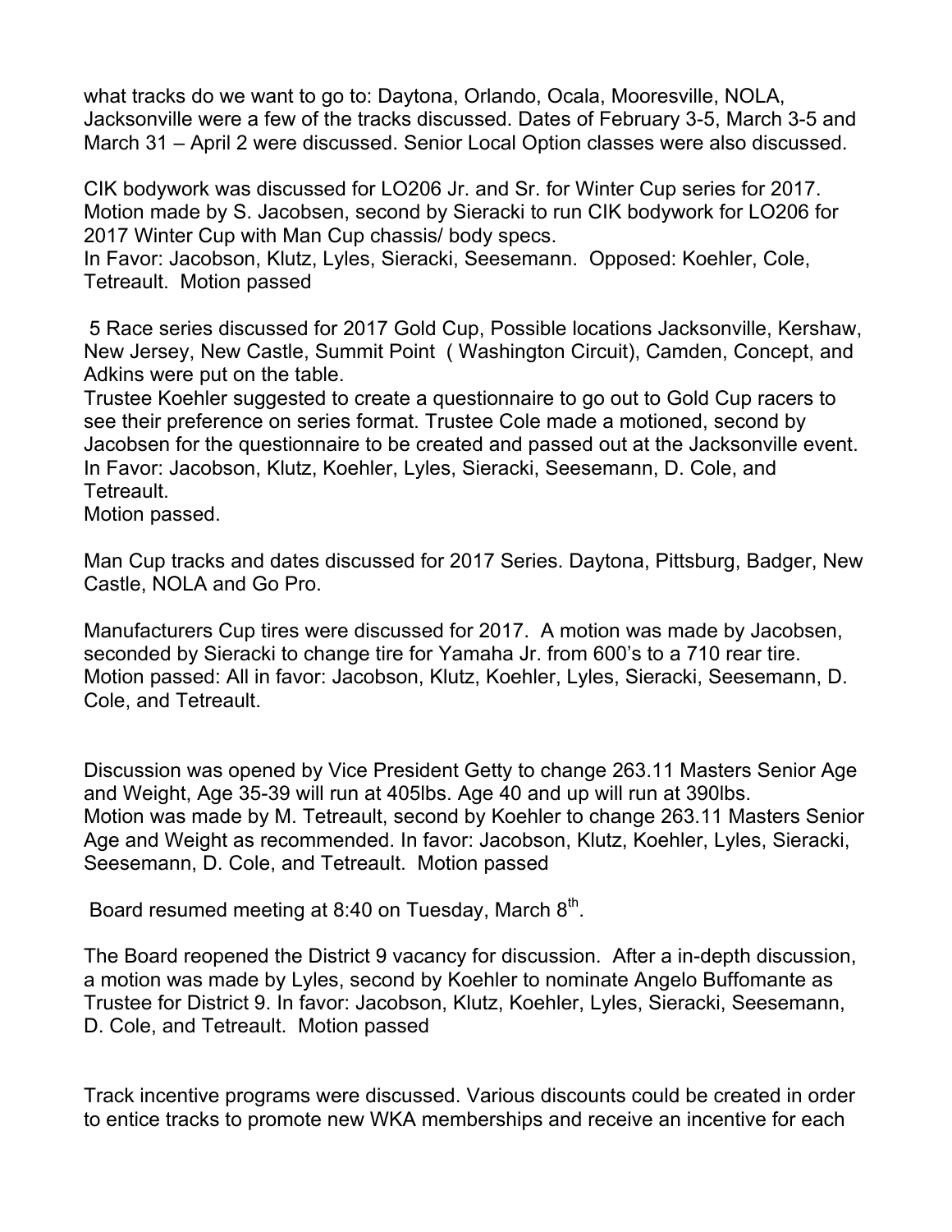what tracks do we want to go to: Daytona, Orlando, Ocala, Mooresville, NOLA, Jacksonville were a few of the tracks discussed. Dates of February 3-5, March 3-5 and March 31 – April 2 were discussed. Senior Local Option classes were also discussed.

CIK bodywork was discussed for LO206 Jr. and Sr. for Winter Cup series for 2017. Motion made by S. Jacobsen, second by Sieracki to run CIK bodywork for LO206 for 2017 Winter Cup with Man Cup chassis/ body specs.
In Favor: Jacobson, Klutz, Lyles, Sieracki, Seesemann. Opposed: Koehler, Cole, Tetreault. Motion passed

5 Race series discussed for 2017 Gold Cup, Possible locations Jacksonville, Kershaw, New Jersey, New Castle, Summit Point ( Washington Circuit), Camden, Concept, and Adkins were put on the table.
Trustee Koehler suggested to create a questionnaire to go out to Gold Cup racers to see their preference on series format. Trustee Cole made a motioned, second by Jacobsen for the questionnaire to be created and passed out at the Jacksonville event.
In Favor: Jacobson, Klutz, Koehler, Lyles, Sieracki, Seesemann, D. Cole, and Tetreault.
Motion passed.

Man Cup tracks and dates discussed for 2017 Series. Daytona, Pittsburg, Badger, New Castle, NOLA and Go Pro.

Manufacturers Cup tires were discussed for 2017. A motion was made by Jacobsen, seconded by Sieracki to change tire for Yamaha Jr. from 600's to a 710 rear tire. Motion passed: All in favor: Jacobson, Klutz, Koehler, Lyles, Sieracki, Seesemann, D. Cole, and Tetreault.

Discussion was opened by Vice President Getty to change 263.11 Masters Senior Age and Weight, Age 35-39 will run at 405lbs. Age 40 and up will run at 390lbs.
Motion was made by M. Tetreault, second by Koehler to change 263.11 Masters Senior Age and Weight as recommended. In favor: Jacobson, Klutz, Koehler, Lyles, Sieracki, Seesemann, D. Cole, and Tetreault. Motion passed

Board resumed meeting at 8:40 on Tuesday, March 8th.

The Board reopened the District 9 vacancy for discussion. After a in-depth discussion, a motion was made by Lyles, second by Koehler to nominate Angelo Buffomante as Trustee for District 9. In favor: Jacobson, Klutz, Koehler, Lyles, Sieracki, Seesemann, D. Cole, and Tetreault. Motion passed

Track incentive programs were discussed. Various discounts could be created in order to entice tracks to promote new WKA memberships and receive an incentive for each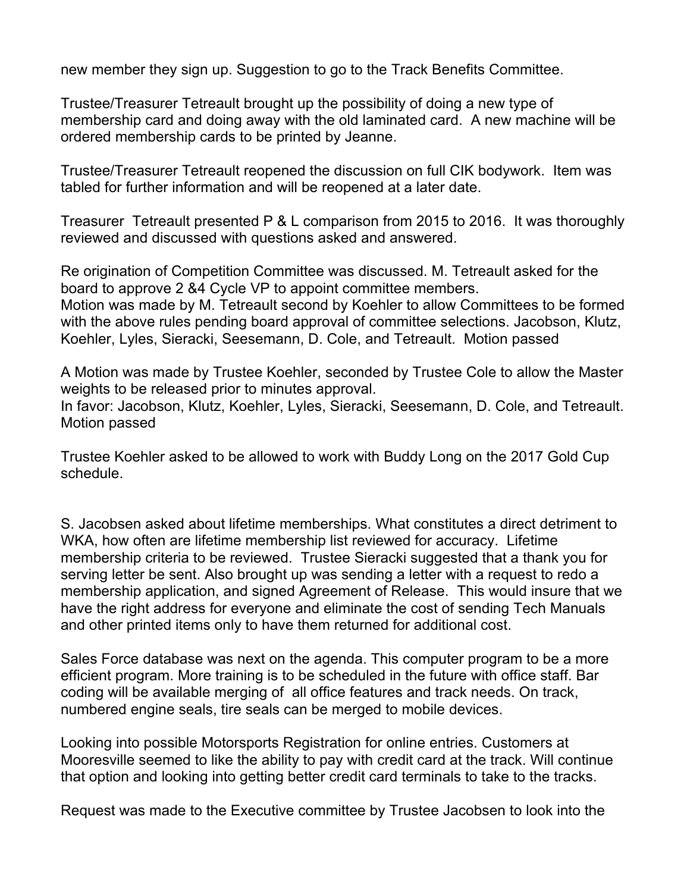new member they sign up. Suggestion to go to the Track Benefits Committee.

Trustee/Treasurer Tetreault brought up the possibility of doing a new type of membership card and doing away with the old laminated card. A new machine will be ordered membership cards to be printed by Jeanne.

Trustee/Treasurer Tetreault reopened the discussion on full CIK bodywork. Item was tabled for further information and will be reopened at a later date.

Treasurer Tetreault presented P & L comparison from 2015 to 2016. It was thoroughly reviewed and discussed with questions asked and answered.

Re origination of Competition Committee was discussed. M. Tetreault asked for the board to approve 2 &4 Cycle VP to appoint committee members.
Motion was made by M. Tetreault second by Koehler to allow Committees to be formed with the above rules pending board approval of committee selections. Jacobson, Klutz, Koehler, Lyles, Sieracki, Seesemann, D. Cole, and Tetreault. Motion passed

A Motion was made by Trustee Koehler, seconded by Trustee Cole to allow the Master weights to be released prior to minutes approval.
In favor: Jacobson, Klutz, Koehler, Lyles, Sieracki, Seesemann, D. Cole, and Tetreault. Motion passed

Trustee Koehler asked to be allowed to work with Buddy Long on the 2017 Gold Cup schedule.

S. Jacobsen asked about lifetime memberships. What constitutes a direct detriment to WKA, how often are lifetime membership list reviewed for accuracy. Lifetime membership criteria to be reviewed. Trustee Sieracki suggested that a thank you for serving letter be sent. Also brought up was sending a letter with a request to redo a membership application, and signed Agreement of Release. This would insure that we have the right address for everyone and eliminate the cost of sending Tech Manuals and other printed items only to have them returned for additional cost.

Sales Force database was next on the agenda. This computer program to be a more efficient program. More training is to be scheduled in the future with office staff. Bar coding will be available merging of all office features and track needs. On track, numbered engine seals, tire seals can be merged to mobile devices.

Looking into possible Motorsports Registration for online entries. Customers at Mooresville seemed to like the ability to pay with credit card at the track. Will continue that option and looking into getting better credit card terminals to take to the tracks.

Request was made to the Executive committee by Trustee Jacobsen to look into the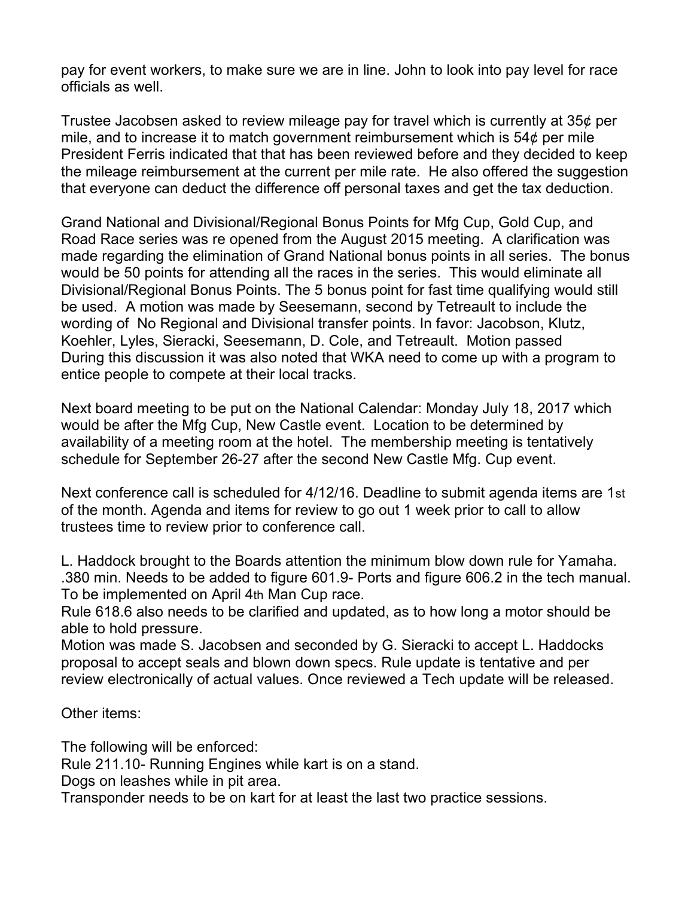pay for event workers, to make sure we are in line. John to look into pay level for race officials as well.

Trustee Jacobsen asked to review mileage pay for travel which is currently at 35¢ per mile, and to increase it to match government reimbursement which is 54¢ per mile President Ferris indicated that that has been reviewed before and they decided to keep the mileage reimbursement at the current per mile rate. He also offered the suggestion that everyone can deduct the difference off personal taxes and get the tax deduction.

Grand National and Divisional/Regional Bonus Points for Mfg Cup, Gold Cup, and Road Race series was re opened from the August 2015 meeting. A clarification was made regarding the elimination of Grand National bonus points in all series. The bonus would be 50 points for attending all the races in the series. This would eliminate all Divisional/Regional Bonus Points. The 5 bonus point for fast time qualifying would still be used. A motion was made by Seesemann, second by Tetreault to include the wording of No Regional and Divisional transfer points. In favor: Jacobson, Klutz, Koehler, Lyles, Sieracki, Seesemann, D. Cole, and Tetreault. Motion passed
During this discussion it was also noted that WKA need to come up with a program to entice people to compete at their local tracks.

Next board meeting to be put on the National Calendar: Monday July 18, 2017 which would be after the Mfg Cup, New Castle event. Location to be determined by availability of a meeting room at the hotel. The membership meeting is tentatively schedule for September 26-27 after the second New Castle Mfg. Cup event.

Next conference call is scheduled for 4/12/16. Deadline to submit agenda items are 1st of the month. Agenda and items for review to go out 1 week prior to call to allow trustees time to review prior to conference call.

L. Haddock brought to the Boards attention the minimum blow down rule for Yamaha. .380 min. Needs to be added to figure 601.9- Ports and figure 606.2 in the tech manual. To be implemented on April 4th Man Cup race.
Rule 618.6 also needs to be clarified and updated, as to how long a motor should be able to hold pressure.
Motion was made S. Jacobsen and seconded by G. Sieracki to accept L. Haddocks proposal to accept seals and blown down specs. Rule update is tentative and per review electronically of actual values. Once reviewed a Tech update will be released.

Other items:

The following will be enforced:
Rule 211.10- Running Engines while kart is on a stand.
Dogs on leashes while in pit area.
Transponder needs to be on kart for at least the last two practice sessions.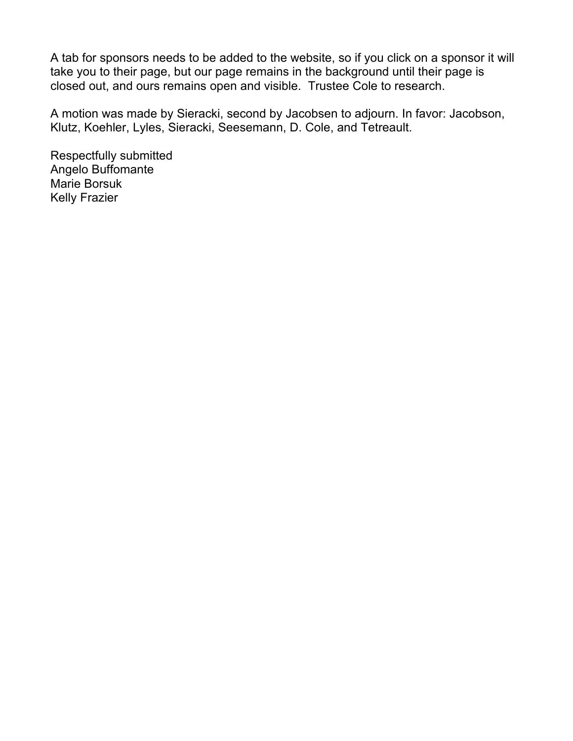A tab for sponsors needs to be added to the website, so if you click on a sponsor it will take you to their page, but our page remains in the background until their page is closed out, and ours remains open and visible. Trustee Cole to research.

A motion was made by Sieracki, second by Jacobsen to adjourn. In favor: Jacobson, Klutz, Koehler, Lyles, Sieracki, Seesemann, D. Cole, and Tetreault.

Respectfully submitted
Angelo Buffomante
Marie Borsuk
Kelly Frazier